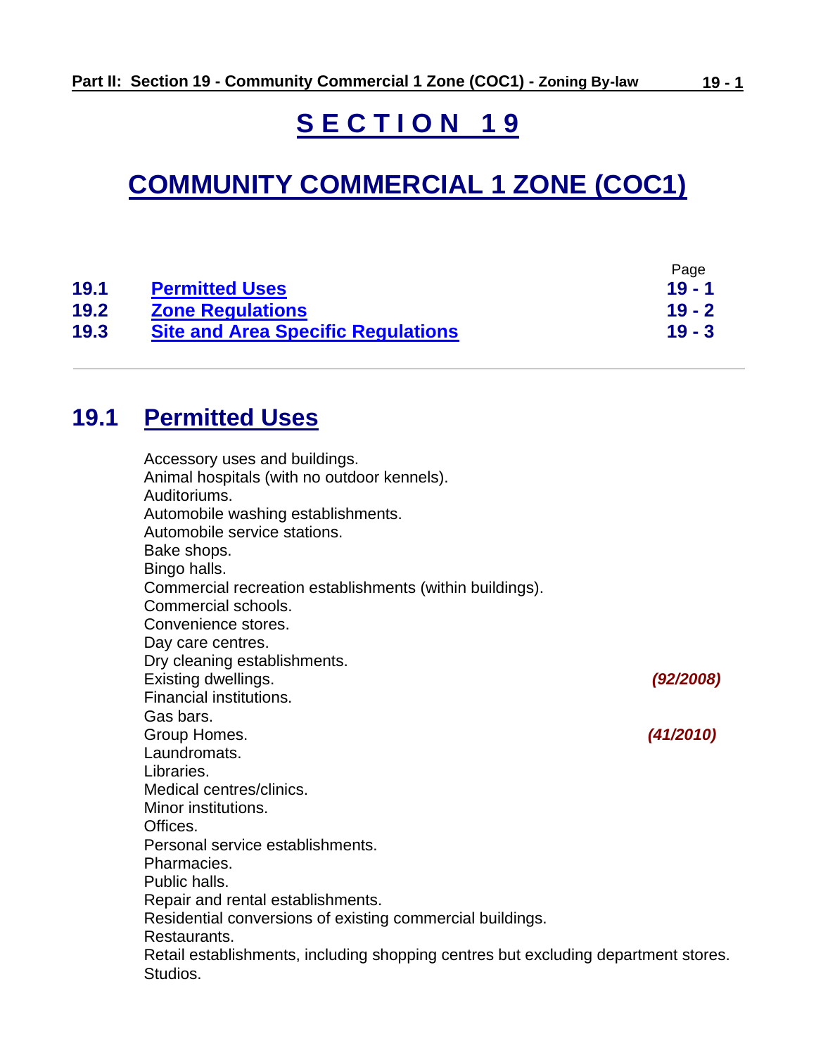# SECTION 19

# COMMUNITY COMMERCIAL 1 ZONE (COC1)

| | | Page |
|---|---|---|
| **19.1** | **Permitted Uses** | **19 - 1** |
| **19.2** | **Zone Regulations** | **19 - 2** |
| **19.3** | **Site and Area Specific Regulations** | **19 - 3** |

---

## 19.1 Permitted Uses

Accessory uses and buildings.
Animal hospitals (with no outdoor kennels).
Auditoriums.
Automobile washing establishments.
Automobile service stations.
Bake shops.
Bingo halls.
Commercial recreation establishments (within buildings).
Commercial schools.
Convenience stores.
Day care centres.
Dry cleaning establishments.
Existing dwellings. ***(92/2008)***
Financial institutions.
Gas bars.
Group Homes. ***(41/2010)***
Laundromats.
Libraries.
Medical centres/clinics.
Minor institutions.
Offices.
Personal service establishments.
Pharmacies.
Public halls.
Repair and rental establishments.
Residential conversions of existing commercial buildings.
Restaurants.
Retail establishments, including shopping centres but excluding department stores.
Studios.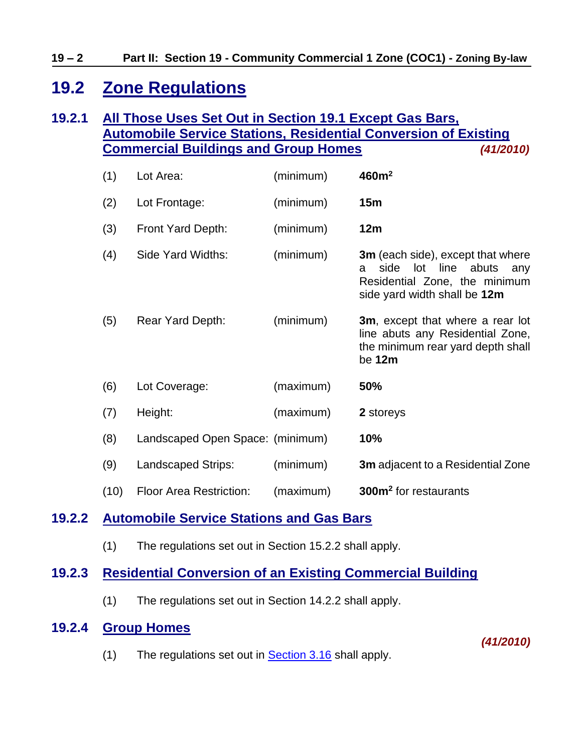# 19.2 Zone Regulations

## 19.2.1 All Those Uses Set Out in Section 19.1 Except Gas Bars, Automobile Service Stations, Residential Conversion of Existing Commercial Buildings and Group Homes *(41/2010)*

| | | | |
|---|---|---|---|
| (1) | Lot Area: | (minimum) | **460m$^2$** |
| (2) | Lot Frontage: | (minimum) | **15m** |
| (3) | Front Yard Depth: | (minimum) | **12m** |
| (4) | Side Yard Widths: | (minimum) | **3m** (each side), except that where a side lot line abuts any Residential Zone, the minimum side yard width shall be **12m** |
| (5) | Rear Yard Depth: | (minimum) | **3m**, except that where a rear lot line abuts any Residential Zone, the minimum rear yard depth shall be **12m** |
| (6) | Lot Coverage: | (maximum) | **50%** |
| (7) | Height: | (maximum) | **2** storeys |
| (8) | Landscaped Open Space: | (minimum) | **10%** |
| (9) | Landscaped Strips: | (minimum) | **3m** adjacent to a Residential Zone |
| (10) | Floor Area Restriction: | (maximum) | **300m$^2$** for restaurants |

## 19.2.2 Automobile Service Stations and Gas Bars

(1) The regulations set out in Section 15.2.2 shall apply.

## 19.2.3 Residential Conversion of an Existing Commercial Building

(1) The regulations set out in Section 14.2.2 shall apply.

## 19.2.4 Group Homes

*(41/2010)*

(1) The regulations set out in Section 3.16 shall apply.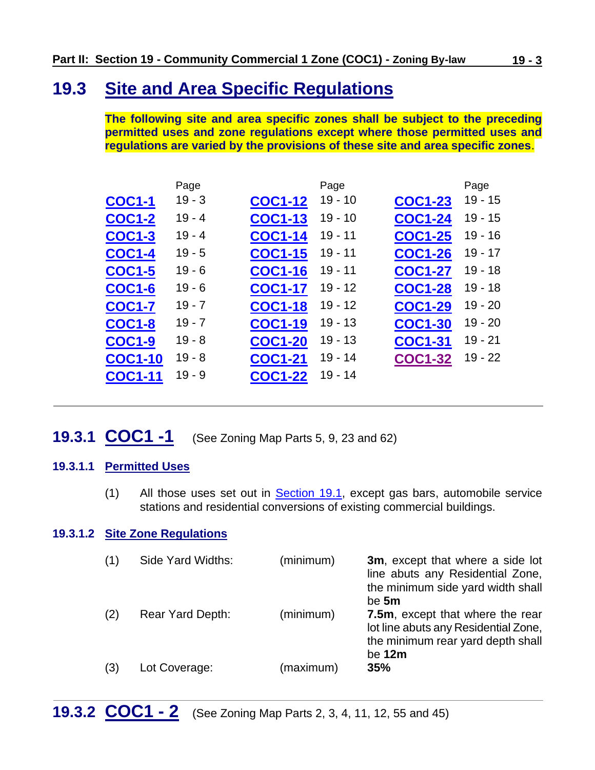## 19.3 Site and Area Specific Regulations

**The following site and area specific zones shall be subject to the preceding permitted uses and zone regulations except where those permitted uses and regulations are varied by the provisions of these site and area specific zones**.

| | Page | | Page | | Page |
|---|---|---|---|---|---|
| **COC1-1** | 19 - 3 | **COC1-12** | 19 - 10 | **COC1-23** | 19 - 15 |
| **COC1-2** | 19 - 4 | **COC1-13** | 19 - 10 | **COC1-24** | 19 - 15 |
| **COC1-3** | 19 - 4 | **COC1-14** | 19 - 11 | **COC1-25** | 19 - 16 |
| **COC1-4** | 19 - 5 | **COC1-15** | 19 - 11 | **COC1-26** | 19 - 17 |
| **COC1-5** | 19 - 6 | **COC1-16** | 19 - 11 | **COC1-27** | 19 - 18 |
| **COC1-6** | 19 - 6 | **COC1-17** | 19 - 12 | **COC1-28** | 19 - 18 |
| **COC1-7** | 19 - 7 | **COC1-18** | 19 - 12 | **COC1-29** | 19 - 20 |
| **COC1-8** | 19 - 7 | **COC1-19** | 19 - 13 | **COC1-30** | 19 - 20 |
| **COC1-9** | 19 - 8 | **COC1-20** | 19 - 13 | **COC1-31** | 19 - 21 |
| **COC1-10** | 19 - 8 | **COC1-21** | 19 - 14 | **COC1-32** | 19 - 22 |
| **COC1-11** | 19 - 9 | **COC1-22** | 19 - 14 | | |

---

### 19.3.1 COC1 -1 (See Zoning Map Parts 5, 9, 23 and 62)

#### 19.3.1.1 Permitted Uses

(1) All those uses set out in Section 19.1, except gas bars, automobile service stations and residential conversions of existing commercial buildings.

#### 19.3.1.2 Site Zone Regulations

| | | | |
|---|---|---|---|
| (1) | Side Yard Widths: | (minimum) | **3m**, except that where a side lot line abuts any Residential Zone, the minimum side yard width shall be **5m** |
| (2) | Rear Yard Depth: | (minimum) | **7.5m**, except that where the rear lot line abuts any Residential Zone, the minimum rear yard depth shall be **12m** |
| (3) | Lot Coverage: | (maximum) | **35%** |

---

### 19.3.2 COC1 - 2 (See Zoning Map Parts 2, 3, 4, 11, 12, 55 and 45)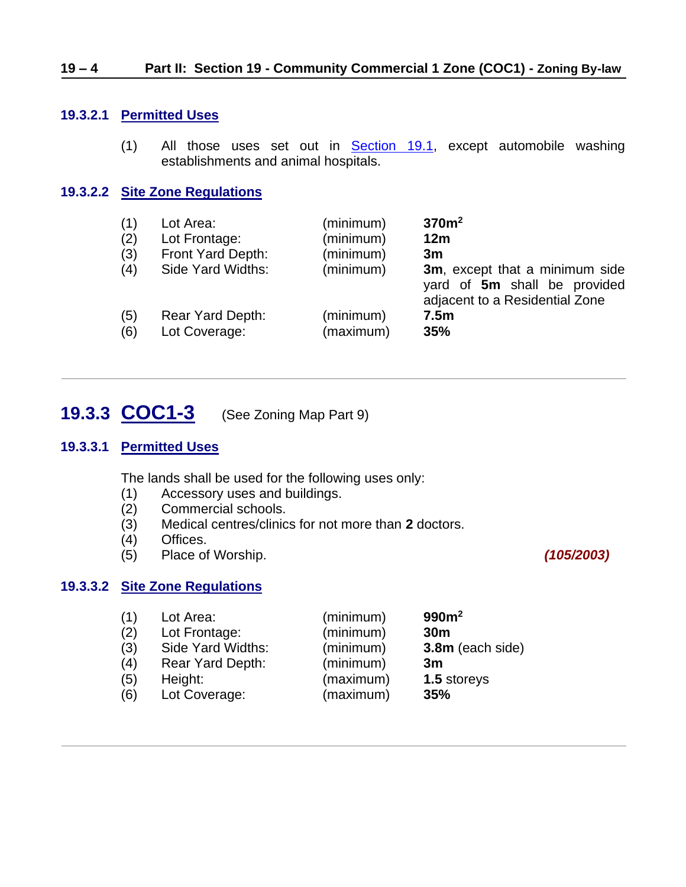#### 19.3.2.1 Permitted Uses

(1) All those uses set out in Section 19.1, except automobile washing establishments and animal hospitals.

#### 19.3.2.2 Site Zone Regulations

| | | | |
|---|---|---|---|
| (1) | Lot Area: | (minimum) | **370m²** |
| (2) | Lot Frontage: | (minimum) | **12m** |
| (3) | Front Yard Depth: | (minimum) | **3m** |
| (4) | Side Yard Widths: | (minimum) | **3m**, except that a minimum side yard of **5m** shall be provided adjacent to a Residential Zone |
| (5) | Rear Yard Depth: | (minimum) | **7.5m** |
| (6) | Lot Coverage: | (maximum) | **35%** |

---

## 19.3.3 COC1-3 (See Zoning Map Part 9)

#### 19.3.3.1 Permitted Uses

The lands shall be used for the following uses only:

(1) Accessory uses and buildings.
(2) Commercial schools.
(3) Medical centres/clinics for not more than **2** doctors.
(4) Offices.
(5) Place of Worship. ***(105/2003)***

#### 19.3.3.2 Site Zone Regulations

| | | | |
|---|---|---|---|
| (1) | Lot Area: | (minimum) | **990m²** |
| (2) | Lot Frontage: | (minimum) | **30m** |
| (3) | Side Yard Widths: | (minimum) | **3.8m** (each side) |
| (4) | Rear Yard Depth: | (minimum) | **3m** |
| (5) | Height: | (maximum) | **1.5** storeys |
| (6) | Lot Coverage: | (maximum) | **35%** |

---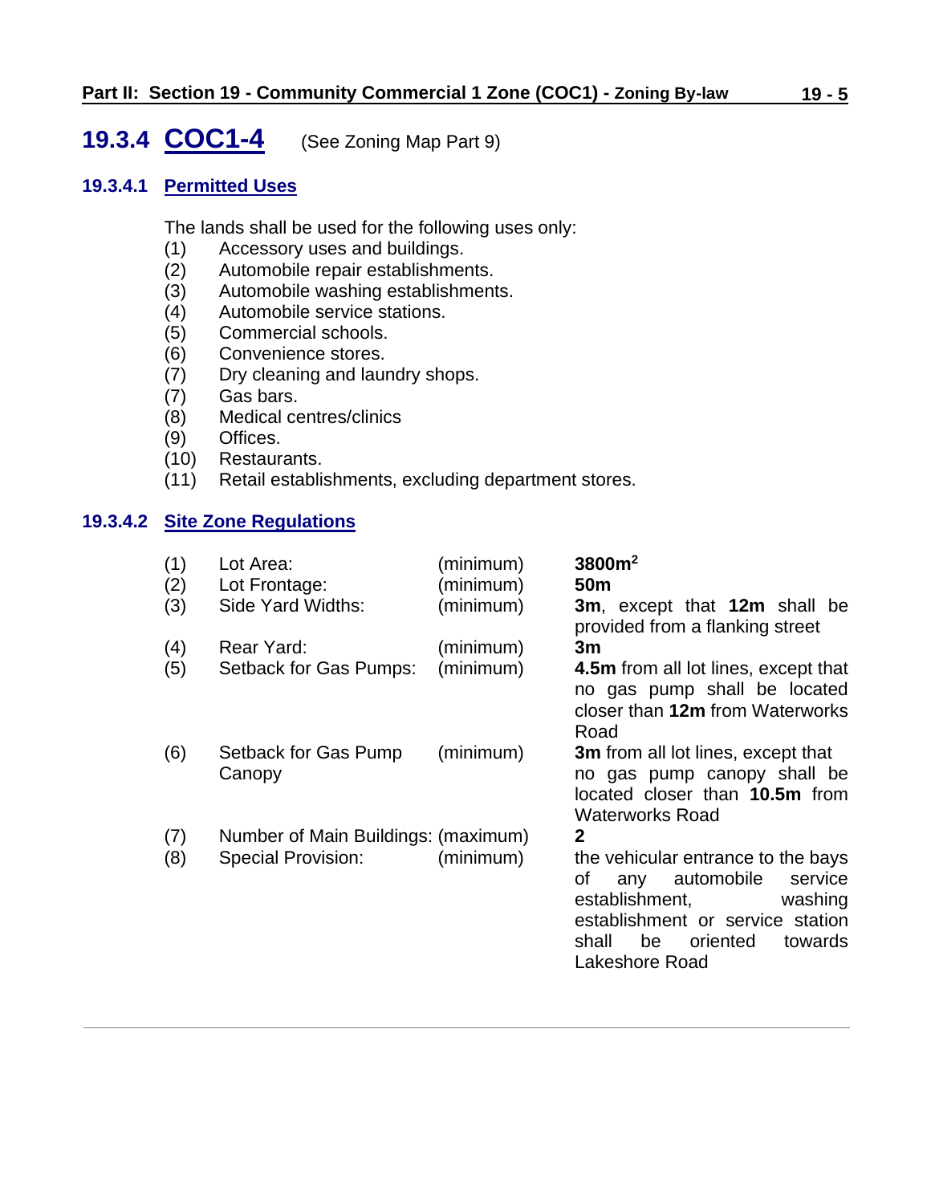## 19.3.4 COC1-4 (See Zoning Map Part 9)

### 19.3.4.1 Permitted Uses

The lands shall be used for the following uses only:

(1) Accessory uses and buildings.
(2) Automobile repair establishments.
(3) Automobile washing establishments.
(4) Automobile service stations.
(5) Commercial schools.
(6) Convenience stores.
(7) Dry cleaning and laundry shops.
(7) Gas bars.
(8) Medical centres/clinics
(9) Offices.
(10) Restaurants.
(11) Retail establishments, excluding department stores.

### 19.3.4.2 Site Zone Regulations

| | | | |
|---|---|---|---|
| (1) | Lot Area: | (minimum) | **3800m$^2$** |
| (2) | Lot Frontage: | (minimum) | **50m** |
| (3) | Side Yard Widths: | (minimum) | **3m**, except that **12m** shall be provided from a flanking street |
| (4) | Rear Yard: | (minimum) | **3m** |
| (5) | Setback for Gas Pumps: | (minimum) | **4.5m** from all lot lines, except that no gas pump shall be located closer than **12m** from Waterworks Road |
| (6) | Setback for Gas Pump Canopy | (minimum) | **3m** from all lot lines, except that no gas pump canopy shall be located closer than **10.5m** from Waterworks Road |
| (7) | Number of Main Buildings: | (maximum) | **2** |
| (8) | Special Provision: | (minimum) | the vehicular entrance to the bays of any automobile service establishment, washing establishment or service station shall be oriented towards Lakeshore Road |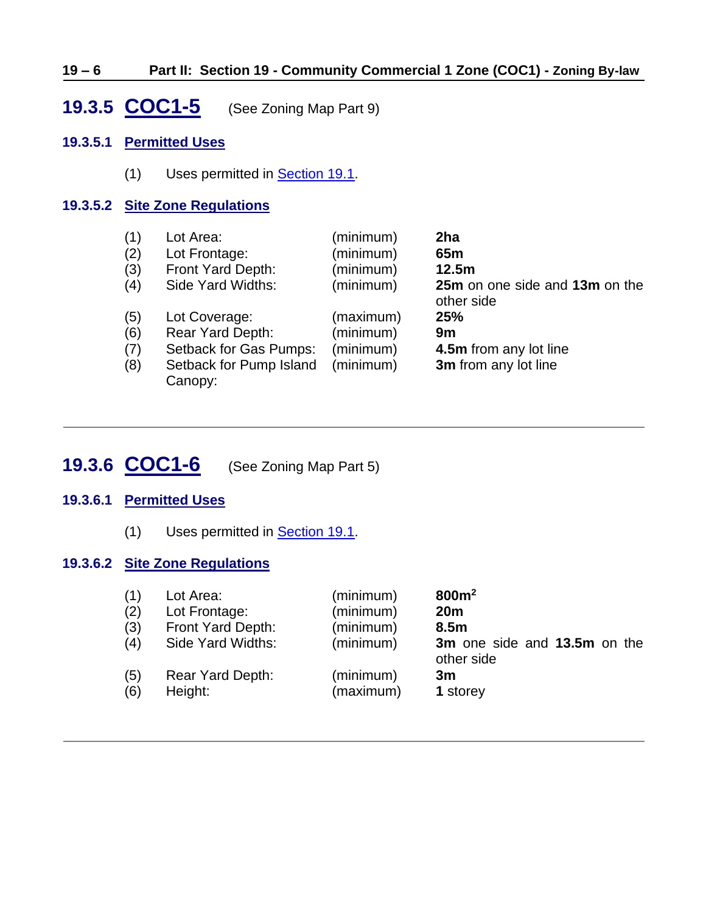## 19.3.5 COC1-5 (See Zoning Map Part 9)

### 19.3.5.1 Permitted Uses

(1) Uses permitted in Section 19.1.

### 19.3.5.2 Site Zone Regulations

| | | | |
|---|---|---|---|
| (1) | Lot Area: | (minimum) | **2ha** |
| (2) | Lot Frontage: | (minimum) | **65m** |
| (3) | Front Yard Depth: | (minimum) | **12.5m** |
| (4) | Side Yard Widths: | (minimum) | **25m** on one side and **13m** on the other side |
| (5) | Lot Coverage: | (maximum) | **25%** |
| (6) | Rear Yard Depth: | (minimum) | **9m** |
| (7) | Setback for Gas Pumps: | (minimum) | **4.5m** from any lot line |
| (8) | Setback for Pump Island Canopy: | (minimum) | **3m** from any lot line |

---

## 19.3.6 COC1-6 (See Zoning Map Part 5)

### 19.3.6.1 Permitted Uses

(1) Uses permitted in Section 19.1.

### 19.3.6.2 Site Zone Regulations

| | | | |
|---|---|---|---|
| (1) | Lot Area: | (minimum) | **800m$^2$** |
| (2) | Lot Frontage: | (minimum) | **20m** |
| (3) | Front Yard Depth: | (minimum) | **8.5m** |
| (4) | Side Yard Widths: | (minimum) | **3m** one side and **13.5m** on the other side |
| (5) | Rear Yard Depth: | (minimum) | **3m** |
| (6) | Height: | (maximum) | **1** storey |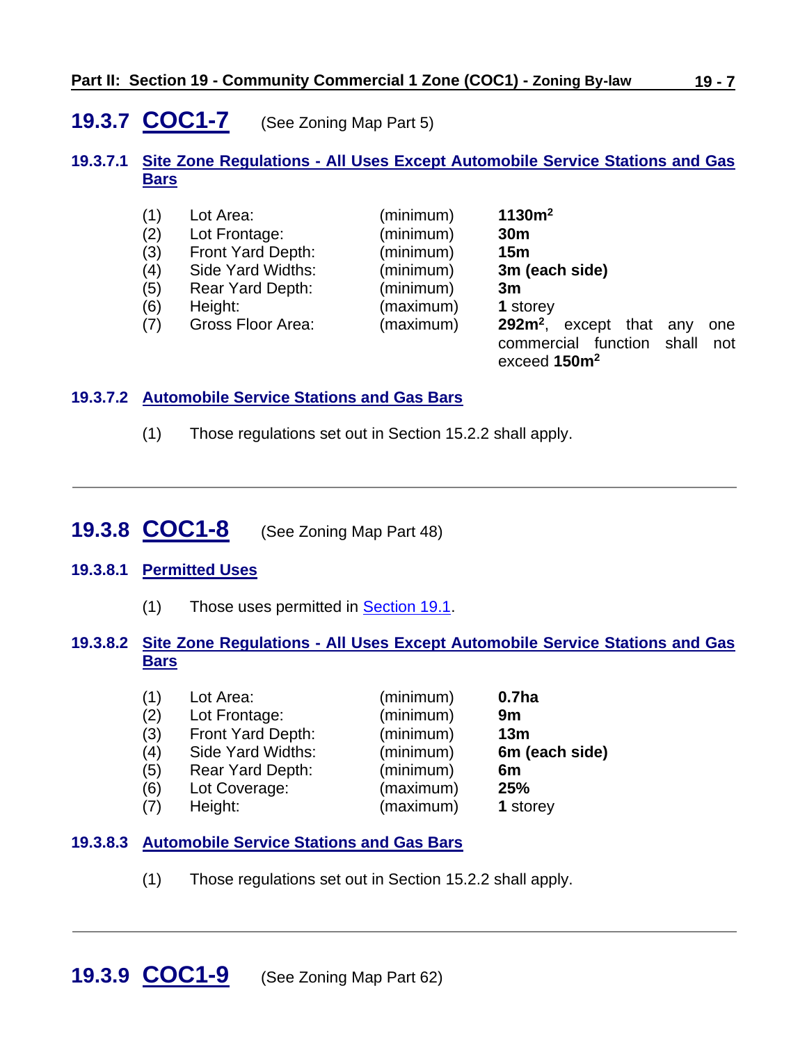## 19.3.7 COC1-7 (See Zoning Map Part 5)

### 19.3.7.1 Site Zone Regulations - All Uses Except Automobile Service Stations and Gas Bars

| | | | |
|---|---|---|---|
| (1) | Lot Area: | (minimum) | **1130m$^2$** |
| (2) | Lot Frontage: | (minimum) | **30m** |
| (3) | Front Yard Depth: | (minimum) | **15m** |
| (4) | Side Yard Widths: | (minimum) | **3m (each side)** |
| (5) | Rear Yard Depth: | (minimum) | **3m** |
| (6) | Height: | (maximum) | **1** storey |
| (7) | Gross Floor Area: | (maximum) | **292m$^2$**, except that any one commercial function shall not exceed **150m$^2$** |

### 19.3.7.2 Automobile Service Stations and Gas Bars

(1) Those regulations set out in Section 15.2.2 shall apply.

---

## 19.3.8 COC1-8 (See Zoning Map Part 48)

### 19.3.8.1 Permitted Uses

(1) Those uses permitted in Section 19.1.

### 19.3.8.2 Site Zone Regulations - All Uses Except Automobile Service Stations and Gas Bars

| | | | |
|---|---|---|---|
| (1) | Lot Area: | (minimum) | **0.7ha** |
| (2) | Lot Frontage: | (minimum) | **9m** |
| (3) | Front Yard Depth: | (minimum) | **13m** |
| (4) | Side Yard Widths: | (minimum) | **6m (each side)** |
| (5) | Rear Yard Depth: | (minimum) | **6m** |
| (6) | Lot Coverage: | (maximum) | **25%** |
| (7) | Height: | (maximum) | **1** storey |

### 19.3.8.3 Automobile Service Stations and Gas Bars

(1) Those regulations set out in Section 15.2.2 shall apply.

---

## 19.3.9 COC1-9 (See Zoning Map Part 62)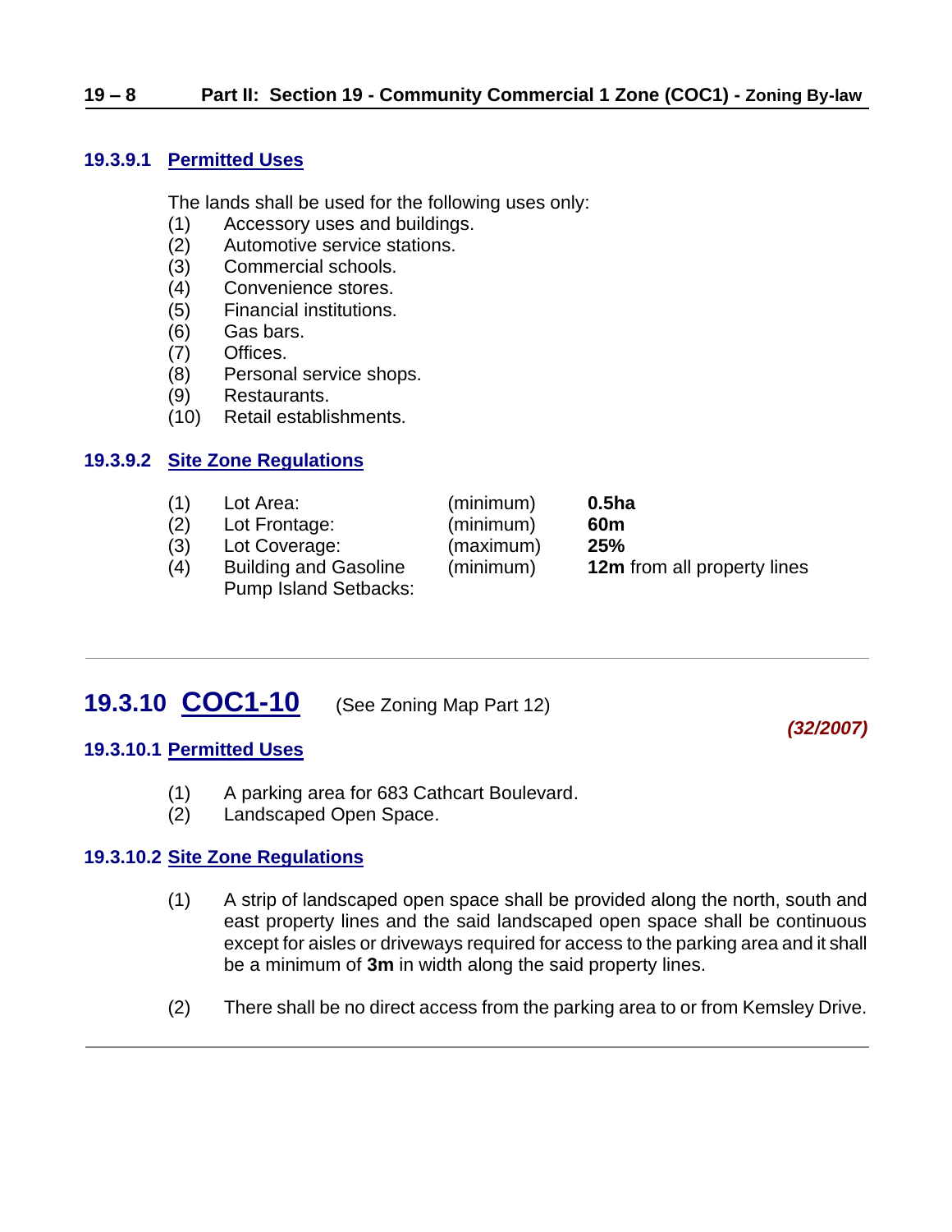#### 19.3.9.1 Permitted Uses

The lands shall be used for the following uses only:

(1) Accessory uses and buildings.
(2) Automotive service stations.
(3) Commercial schools.
(4) Convenience stores.
(5) Financial institutions.
(6) Gas bars.
(7) Offices.
(8) Personal service shops.
(9) Restaurants.
(10) Retail establishments.

#### 19.3.9.2 Site Zone Regulations

| | | | |
|---|---|---|---|
| (1) | Lot Area: | (minimum) | **0.5ha** |
| (2) | Lot Frontage: | (minimum) | **60m** |
| (3) | Lot Coverage: | (maximum) | **25%** |
| (4) | Building and Gasoline Pump Island Setbacks: | (minimum) | **12m** from all property lines |

---

## 19.3.10 COC1-10

(See Zoning Map Part 12)

***(32/2007)***

#### 19.3.10.1 Permitted Uses

(1) A parking area for 683 Cathcart Boulevard.
(2) Landscaped Open Space.

#### 19.3.10.2 Site Zone Regulations

(1) A strip of landscaped open space shall be provided along the north, south and east property lines and the said landscaped open space shall be continuous except for aisles or driveways required for access to the parking area and it shall be a minimum of **3m** in width along the said property lines.

(2) There shall be no direct access from the parking area to or from Kemsley Drive.

---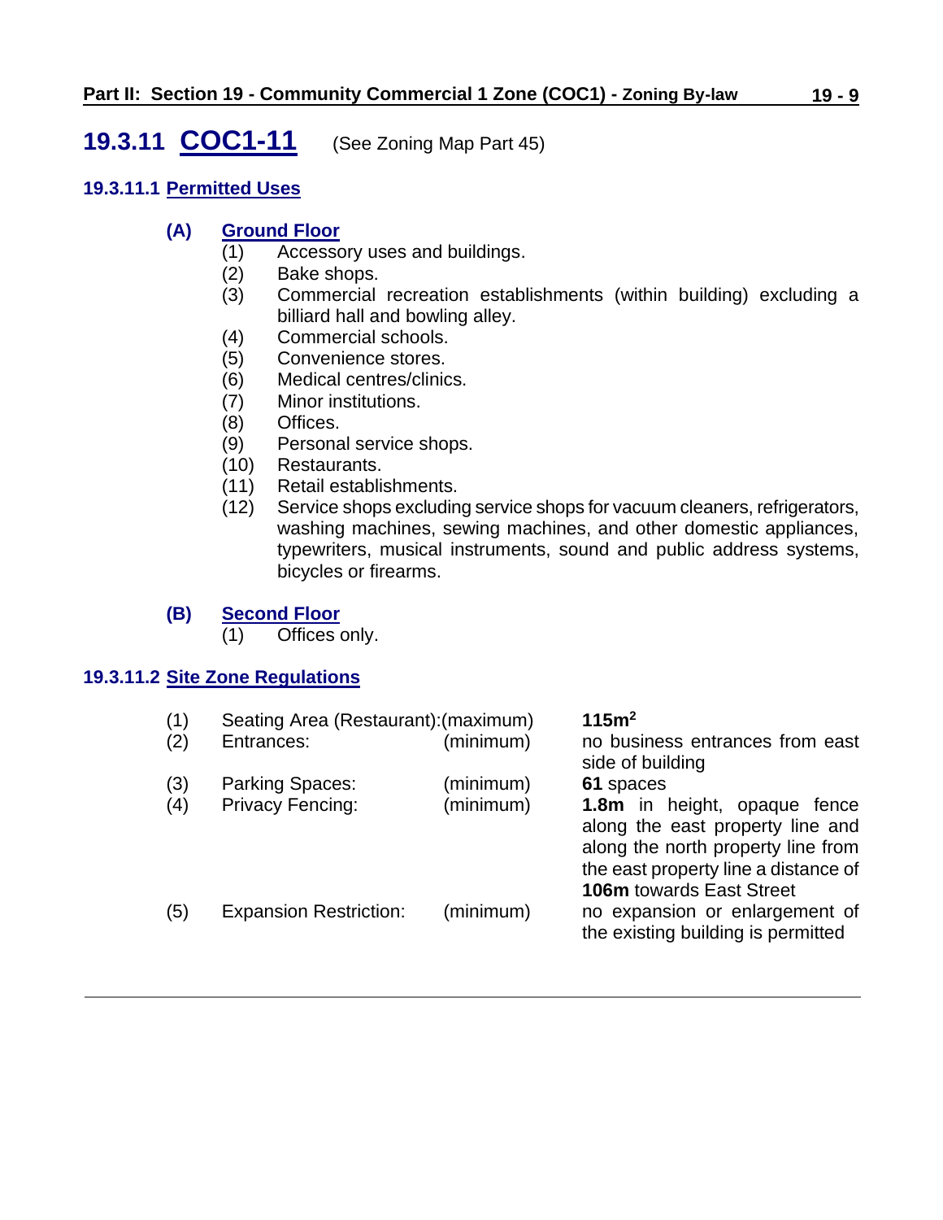## 19.3.11 COC1-11 (See Zoning Map Part 45)

### 19.3.11.1 Permitted Uses

**(A) Ground Floor**

(1) Accessory uses and buildings.
(2) Bake shops.
(3) Commercial recreation establishments (within building) excluding a billiard hall and bowling alley.
(4) Commercial schools.
(5) Convenience stores.
(6) Medical centres/clinics.
(7) Minor institutions.
(8) Offices.
(9) Personal service shops.
(10) Restaurants.
(11) Retail establishments.
(12) Service shops excluding service shops for vacuum cleaners, refrigerators, washing machines, sewing machines, and other domestic appliances, typewriters, musical instruments, sound and public address systems, bicycles or firearms.

**(B) Second Floor**

(1) Offices only.

### 19.3.11.2 Site Zone Regulations

| | | | |
|---|---|---|---|
| (1) | Seating Area (Restaurant): | (maximum) | **115m$^2$** |
| (2) | Entrances: | (minimum) | no business entrances from east side of building |
| (3) | Parking Spaces: | (minimum) | **61** spaces |
| (4) | Privacy Fencing: | (minimum) | **1.8m** in height, opaque fence along the east property line and along the north property line from the east property line a distance of **106m** towards East Street |
| (5) | Expansion Restriction: | (minimum) | no expansion or enlargement of the existing building is permitted |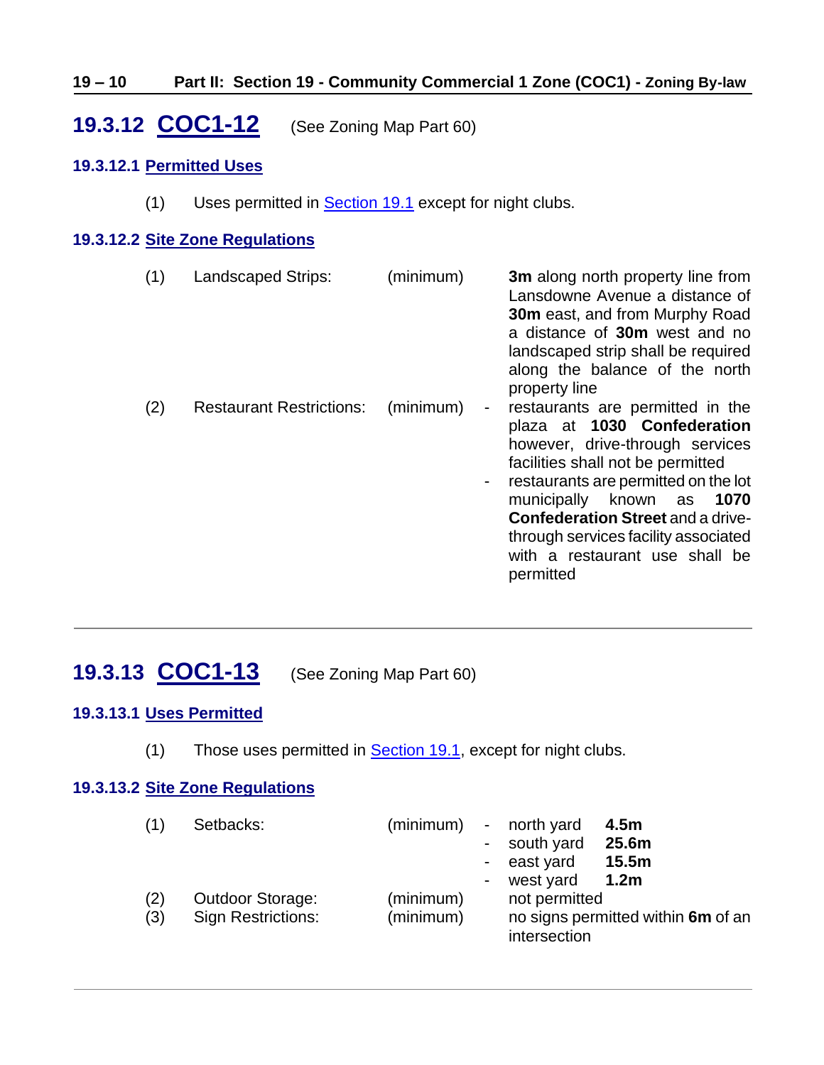## 19.3.12 COC1-12 (See Zoning Map Part 60)

### 19.3.12.1 Permitted Uses

(1) Uses permitted in Section 19.1 except for night clubs.

### 19.3.12.2 Site Zone Regulations

| | | | |
|---|---|---|---|
| (1) | Landscaped Strips: | (minimum) | **3m** along north property line from Lansdowne Avenue a distance of **30m** east, and from Murphy Road a distance of **30m** west and no landscaped strip shall be required along the balance of the north property line |
| (2) | Restaurant Restrictions: | (minimum) | - restaurants are permitted in the plaza at **1030 Confederation** however, drive-through services facilities shall not be permitted<br>- restaurants are permitted on the lot municipally known as **1070 Confederation Street** and a drive-through services facility associated with a restaurant use shall be permitted |

---

## 19.3.13 COC1-13 (See Zoning Map Part 60)

### 19.3.13.1 Uses Permitted

(1) Those uses permitted in Section 19.1, except for night clubs.

### 19.3.13.2 Site Zone Regulations

| | | | |
|---|---|---|---|
| (1) | Setbacks: | (minimum) | - north yard **4.5m**<br>- south yard **25.6m**<br>- east yard **15.5m**<br>- west yard **1.2m** |
| (2) | Outdoor Storage: | (minimum) | not permitted |
| (3) | Sign Restrictions: | (minimum) | no signs permitted within **6m** of an intersection |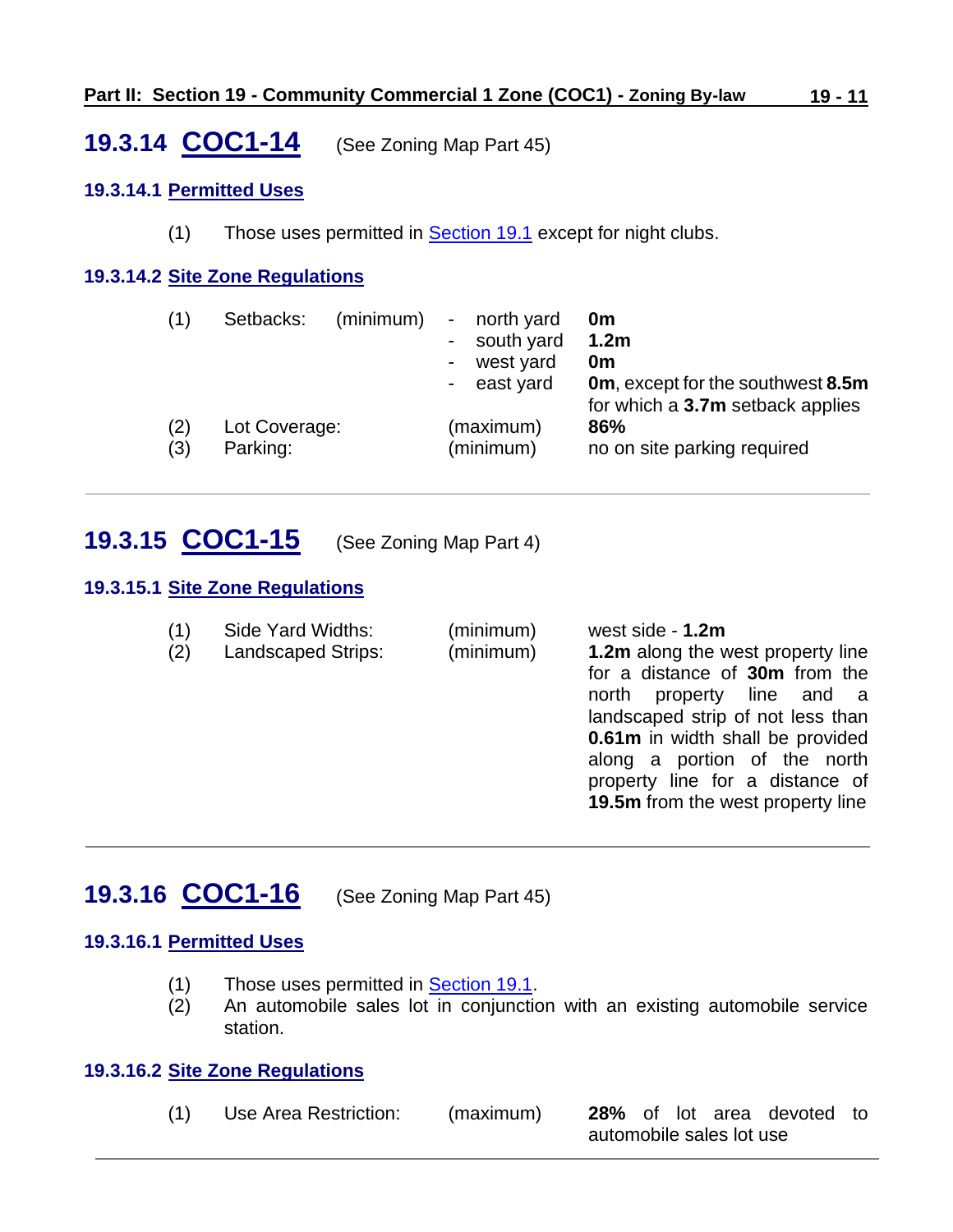## 19.3.14 COC1-14 (See Zoning Map Part 45)

### 19.3.14.1 Permitted Uses

(1) Those uses permitted in Section 19.1 except for night clubs.

### 19.3.14.2 Site Zone Regulations

| | | | | |
|---|---|---|---|---|
| (1) | Setbacks: | (minimum) | - north yard | **0m** |
| | | | - south yard | **1.2m** |
| | | | - west yard | **0m** |
| | | | - east yard | **0m**, except for the southwest **8.5m** for which a **3.7m** setback applies |
| (2) | Lot Coverage: | (maximum) | | **86%** |
| (3) | Parking: | (minimum) | | no on site parking required |

---

## 19.3.15 COC1-15 (See Zoning Map Part 4)

### 19.3.15.1 Site Zone Regulations

| | | | |
|---|---|---|---|
| (1) | Side Yard Widths: | (minimum) | west side - **1.2m** |
| (2) | Landscaped Strips: | (minimum) | **1.2m** along the west property line for a distance of **30m** from the north property line and a landscaped strip of not less than **0.61m** in width shall be provided along a portion of the north property line for a distance of **19.5m** from the west property line |

---

## 19.3.16 COC1-16 (See Zoning Map Part 45)

### 19.3.16.1 Permitted Uses

(1) Those uses permitted in Section 19.1.

(2) An automobile sales lot in conjunction with an existing automobile service station.

### 19.3.16.2 Site Zone Regulations

| | | | |
|---|---|---|---|
| (1) | Use Area Restriction: | (maximum) | **28%** of lot area devoted to automobile sales lot use |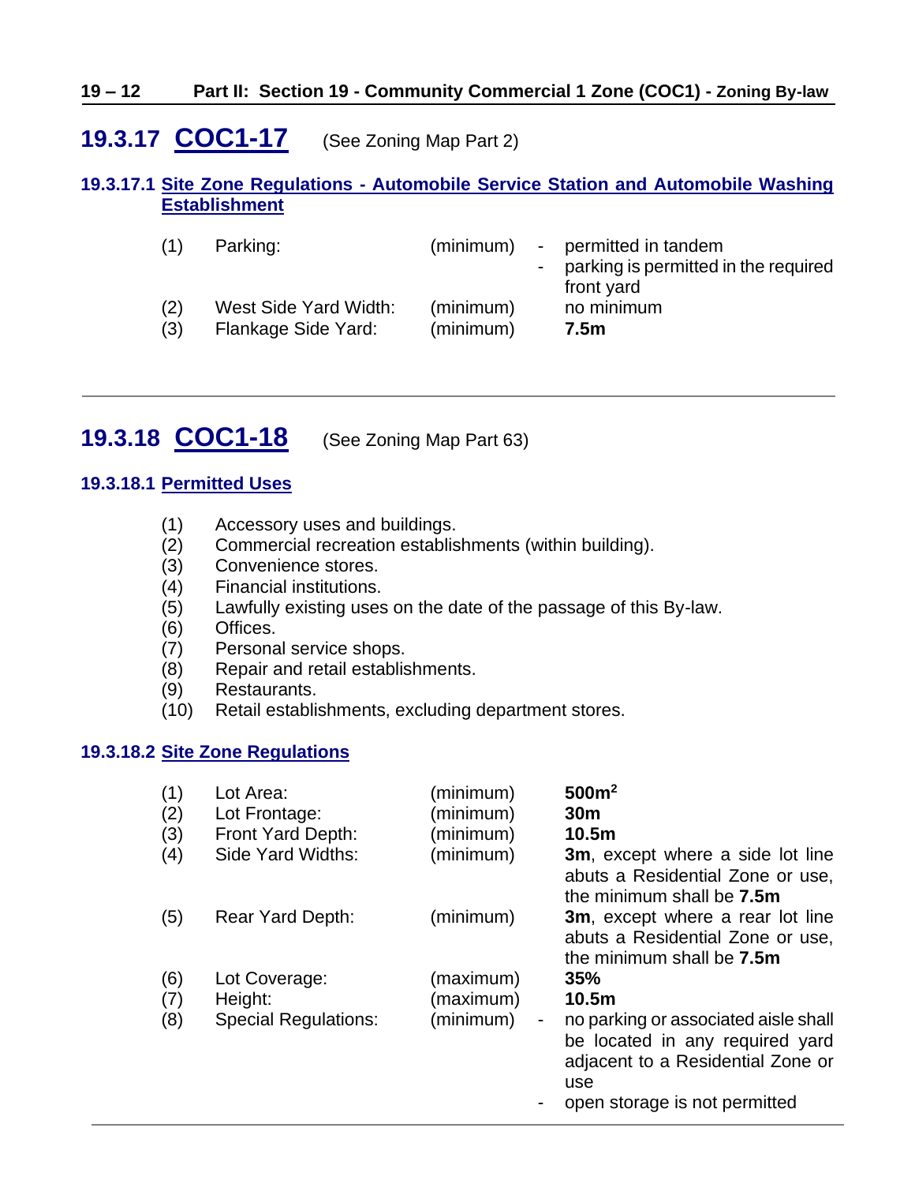## 19.3.17 COC1-17 (See Zoning Map Part 2)

### 19.3.17.1 Site Zone Regulations - Automobile Service Station and Automobile Washing Establishment

| | | | |
|---|---|---|---|
| (1) | Parking: | (minimum) | - permitted in tandem<br>- parking is permitted in the required front yard |
| (2) | West Side Yard Width: | (minimum) | no minimum |
| (3) | Flankage Side Yard: | (minimum) | **7.5m** |

---

## 19.3.18 COC1-18 (See Zoning Map Part 63)

### 19.3.18.1 Permitted Uses

(1) Accessory uses and buildings.
(2) Commercial recreation establishments (within building).
(3) Convenience stores.
(4) Financial institutions.
(5) Lawfully existing uses on the date of the passage of this By-law.
(6) Offices.
(7) Personal service shops.
(8) Repair and retail establishments.
(9) Restaurants.
(10) Retail establishments, excluding department stores.

### 19.3.18.2 Site Zone Regulations

| | | | |
|---|---|---|---|
| (1) | Lot Area: | (minimum) | **500m²** |
| (2) | Lot Frontage: | (minimum) | **30m** |
| (3) | Front Yard Depth: | (minimum) | **10.5m** |
| (4) | Side Yard Widths: | (minimum) | **3m**, except where a side lot line abuts a Residential Zone or use, the minimum shall be **7.5m** |
| (5) | Rear Yard Depth: | (minimum) | **3m**, except where a rear lot line abuts a Residential Zone or use, the minimum shall be **7.5m** |
| (6) | Lot Coverage: | (maximum) | **35%** |
| (7) | Height: | (maximum) | **10.5m** |
| (8) | Special Regulations: | (minimum) | - no parking or associated aisle shall be located in any required yard adjacent to a Residential Zone or use<br>- open storage is not permitted |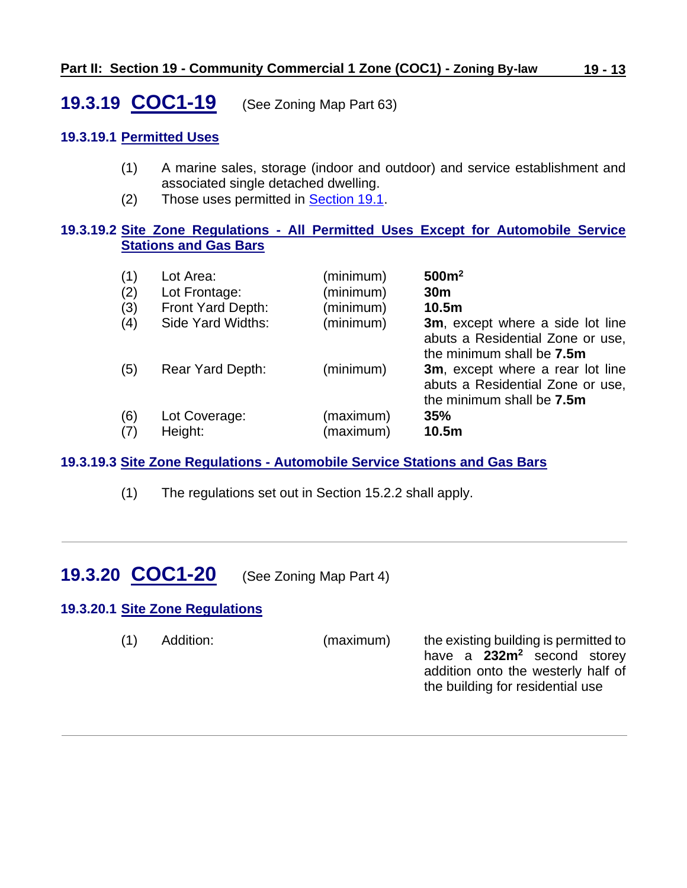## 19.3.19 COC1-19 (See Zoning Map Part 63)

### 19.3.19.1 Permitted Uses

(1) A marine sales, storage (indoor and outdoor) and service establishment and associated single detached dwelling.

(2) Those uses permitted in Section 19.1.

### 19.3.19.2 Site Zone Regulations - All Permitted Uses Except for Automobile Service Stations and Gas Bars

| | | | |
|---|---|---|---|
| (1) | Lot Area: | (minimum) | **500m²** |
| (2) | Lot Frontage: | (minimum) | **30m** |
| (3) | Front Yard Depth: | (minimum) | **10.5m** |
| (4) | Side Yard Widths: | (minimum) | **3m**, except where a side lot line abuts a Residential Zone or use, the minimum shall be **7.5m** |
| (5) | Rear Yard Depth: | (minimum) | **3m**, except where a rear lot line abuts a Residential Zone or use, the minimum shall be **7.5m** |
| (6) | Lot Coverage: | (maximum) | **35%** |
| (7) | Height: | (maximum) | **10.5m** |

### 19.3.19.3 Site Zone Regulations - Automobile Service Stations and Gas Bars

(1) The regulations set out in Section 15.2.2 shall apply.

---

## 19.3.20 COC1-20 (See Zoning Map Part 4)

### 19.3.20.1 Site Zone Regulations

| | | | |
|---|---|---|---|
| (1) | Addition: | (maximum) | the existing building is permitted to have a **232m²** second storey addition onto the westerly half of the building for residential use |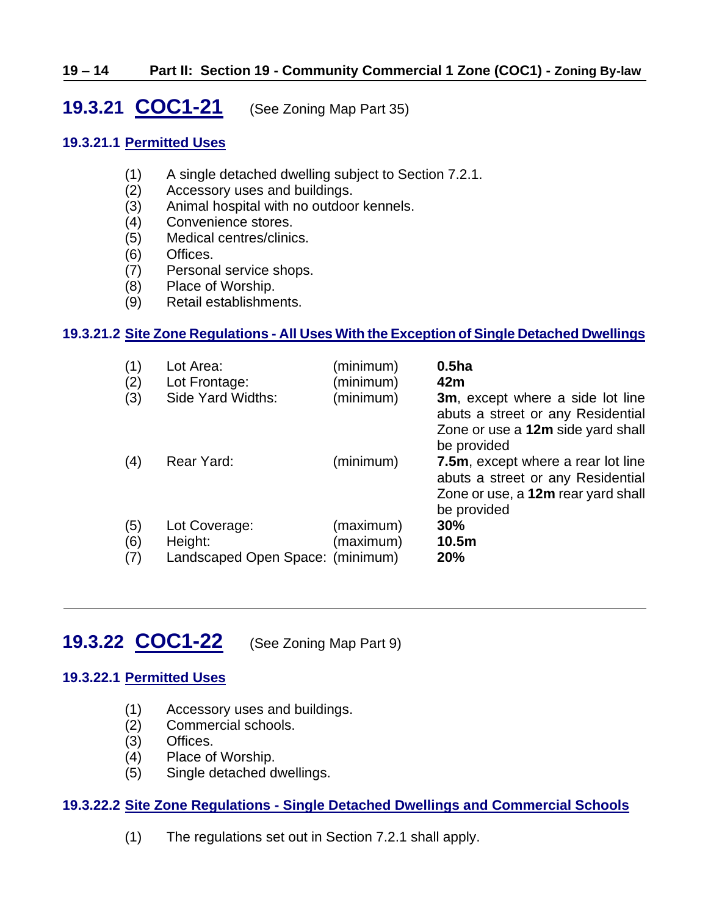## 19.3.21 COC1-21 (See Zoning Map Part 35)

### 19.3.21.1 Permitted Uses

(1) A single detached dwelling subject to Section 7.2.1.
(2) Accessory uses and buildings.
(3) Animal hospital with no outdoor kennels.
(4) Convenience stores.
(5) Medical centres/clinics.
(6) Offices.
(7) Personal service shops.
(8) Place of Worship.
(9) Retail establishments.

### 19.3.21.2 Site Zone Regulations - All Uses With the Exception of Single Detached Dwellings

| | | | |
|---|---|---|---|
| (1) | Lot Area: | (minimum) | **0.5ha** |
| (2) | Lot Frontage: | (minimum) | **42m** |
| (3) | Side Yard Widths: | (minimum) | **3m**, except where a side lot line abuts a street or any Residential Zone or use a **12m** side yard shall be provided |
| (4) | Rear Yard: | (minimum) | **7.5m**, except where a rear lot line abuts a street or any Residential Zone or use, a **12m** rear yard shall be provided |
| (5) | Lot Coverage: | (maximum) | **30%** |
| (6) | Height: | (maximum) | **10.5m** |
| (7) | Landscaped Open Space: | (minimum) | **20%** |

---

## 19.3.22 COC1-22 (See Zoning Map Part 9)

### 19.3.22.1 Permitted Uses

(1) Accessory uses and buildings.
(2) Commercial schools.
(3) Offices.
(4) Place of Worship.
(5) Single detached dwellings.

### 19.3.22.2 Site Zone Regulations - Single Detached Dwellings and Commercial Schools

(1) The regulations set out in Section 7.2.1 shall apply.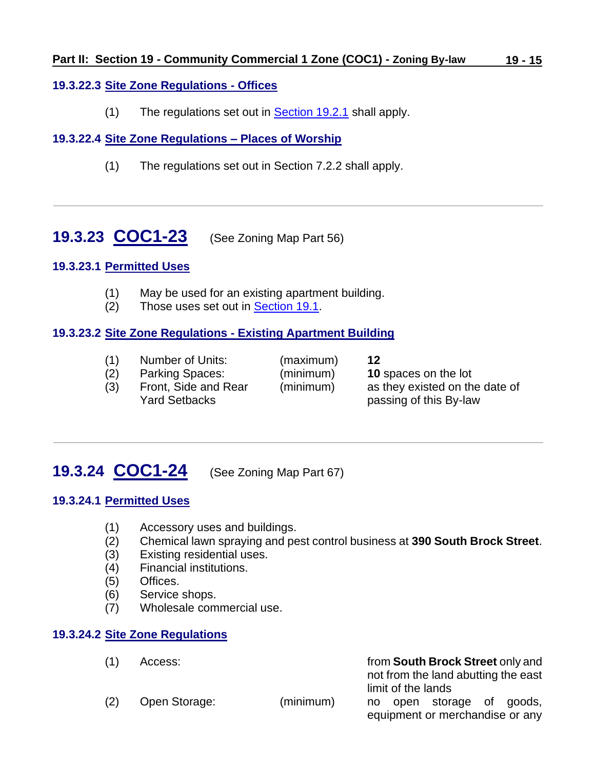#### 19.3.22.3 Site Zone Regulations - Offices

(1) The regulations set out in Section 19.2.1 shall apply.

#### 19.3.22.4 Site Zone Regulations – Places of Worship

(1) The regulations set out in Section 7.2.2 shall apply.

---

## 19.3.23 COC1-23 (See Zoning Map Part 56)

#### 19.3.23.1 Permitted Uses

(1) May be used for an existing apartment building.
(2) Those uses set out in Section 19.1.

#### 19.3.23.2 Site Zone Regulations - Existing Apartment Building

| | | | |
|---|---|---|---|
| (1) | Number of Units: | (maximum) | **12** |
| (2) | Parking Spaces: | (minimum) | **10** spaces on the lot |
| (3) | Front, Side and Rear Yard Setbacks | (minimum) | as they existed on the date of passing of this By-law |

---

## 19.3.24 COC1-24 (See Zoning Map Part 67)

#### 19.3.24.1 Permitted Uses

(1) Accessory uses and buildings.
(2) Chemical lawn spraying and pest control business at **390 South Brock Street**.
(3) Existing residential uses.
(4) Financial institutions.
(5) Offices.
(6) Service shops.
(7) Wholesale commercial use.

#### 19.3.24.2 Site Zone Regulations

| | | | |
|---|---|---|---|
| (1) | Access: | | from **South Brock Street** only and not from the land abutting the east limit of the lands |
| (2) | Open Storage: | (minimum) | no open storage of goods, equipment or merchandise or any |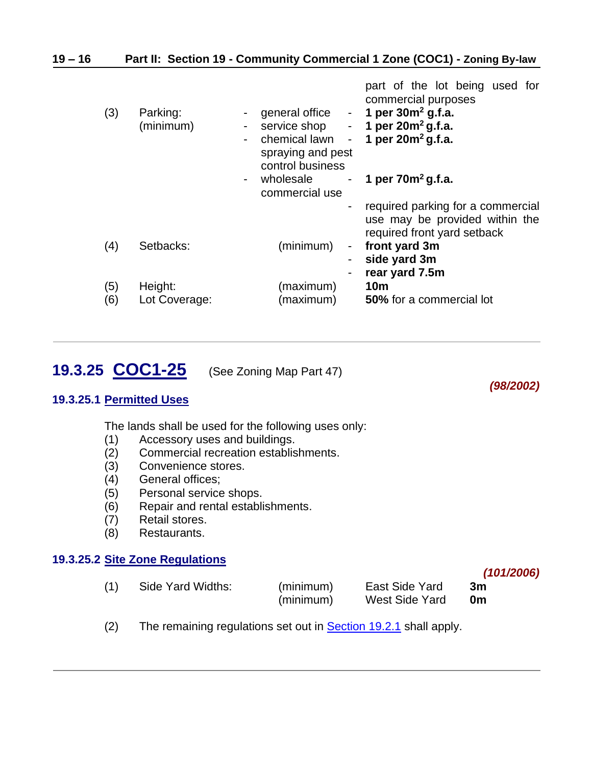part of the lot being used for commercial purposes

| | | | |
|---|---|---|---|
| (3) | Parking: (minimum) | - general office | - **1 per 30m² g.f.a.** |
| | | - service shop | - **1 per 20m² g.f.a.** |
| | | - chemical lawn spraying and pest control business | - **1 per 20m² g.f.a.** |
| | | - wholesale commercial use | - **1 per 70m² g.f.a.** |
| | | | - required parking for a commercial use may be provided within the required front yard setback |
| (4) | Setbacks: | (minimum) | - **front yard 3m** |
| | | | - **side yard 3m** |
| | | | - **rear yard 7.5m** |
| (5) | Height: | (maximum) | **10m** |
| (6) | Lot Coverage: | (maximum) | **50%** for a commercial lot |

---

## 19.3.25 COC1-25 (See Zoning Map Part 47)

***(98/2002)***

### 19.3.25.1 Permitted Uses

The lands shall be used for the following uses only:

(1) Accessory uses and buildings.
(2) Commercial recreation establishments.
(3) Convenience stores.
(4) General offices;
(5) Personal service shops.
(6) Repair and rental establishments.
(7) Retail stores.
(8) Restaurants.

### 19.3.25.2 Site Zone Regulations

***(101/2006)***

| | | | | |
|---|---|---|---|---|
| (1) | Side Yard Widths: | (minimum) | East Side Yard | **3m** |
| | | (minimum) | West Side Yard | **0m** |

(2) The remaining regulations set out in Section 19.2.1 shall apply.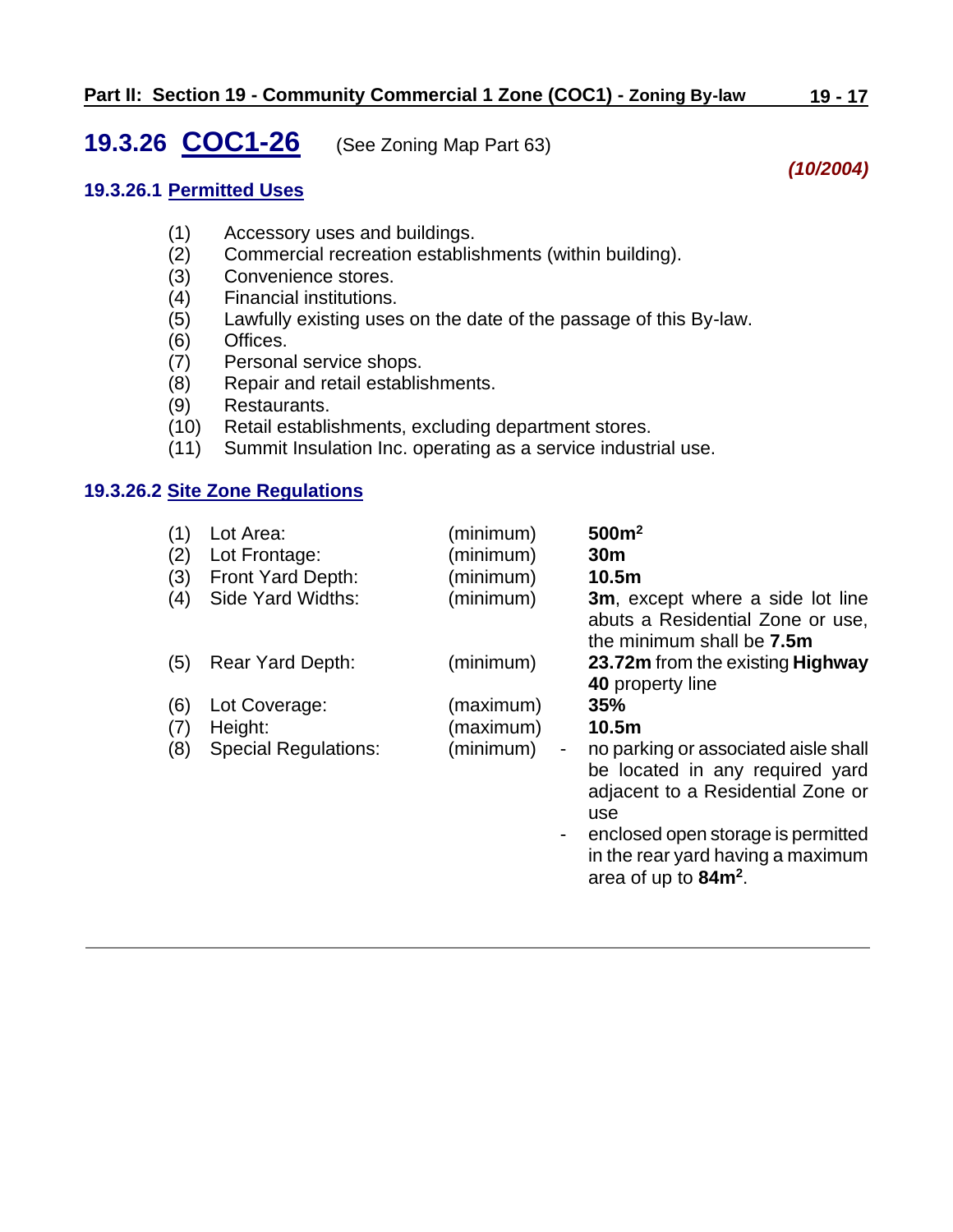## 19.3.26 COC1-26 (See Zoning Map Part 63)

***(10/2004)***

### 19.3.26.1 Permitted Uses

(1) Accessory uses and buildings.
(2) Commercial recreation establishments (within building).
(3) Convenience stores.
(4) Financial institutions.
(5) Lawfully existing uses on the date of the passage of this By-law.
(6) Offices.
(7) Personal service shops.
(8) Repair and retail establishments.
(9) Restaurants.
(10) Retail establishments, excluding department stores.
(11) Summit Insulation Inc. operating as a service industrial use.

### 19.3.26.2 Site Zone Regulations

| | | | |
|---|---|---|---|
| (1) | Lot Area: | (minimum) | **500m²** |
| (2) | Lot Frontage: | (minimum) | **30m** |
| (3) | Front Yard Depth: | (minimum) | **10.5m** |
| (4) | Side Yard Widths: | (minimum) | **3m**, except where a side lot line abuts a Residential Zone or use, the minimum shall be **7.5m** |
| (5) | Rear Yard Depth: | (minimum) | **23.72m** from the existing **Highway 40** property line |
| (6) | Lot Coverage: | (maximum) | **35%** |
| (7) | Height: | (maximum) | **10.5m** |
| (8) | Special Regulations: | (minimum) | - no parking or associated aisle shall be located in any required yard adjacent to a Residential Zone or use<br>- enclosed open storage is permitted in the rear yard having a maximum area of up to **84m²**. |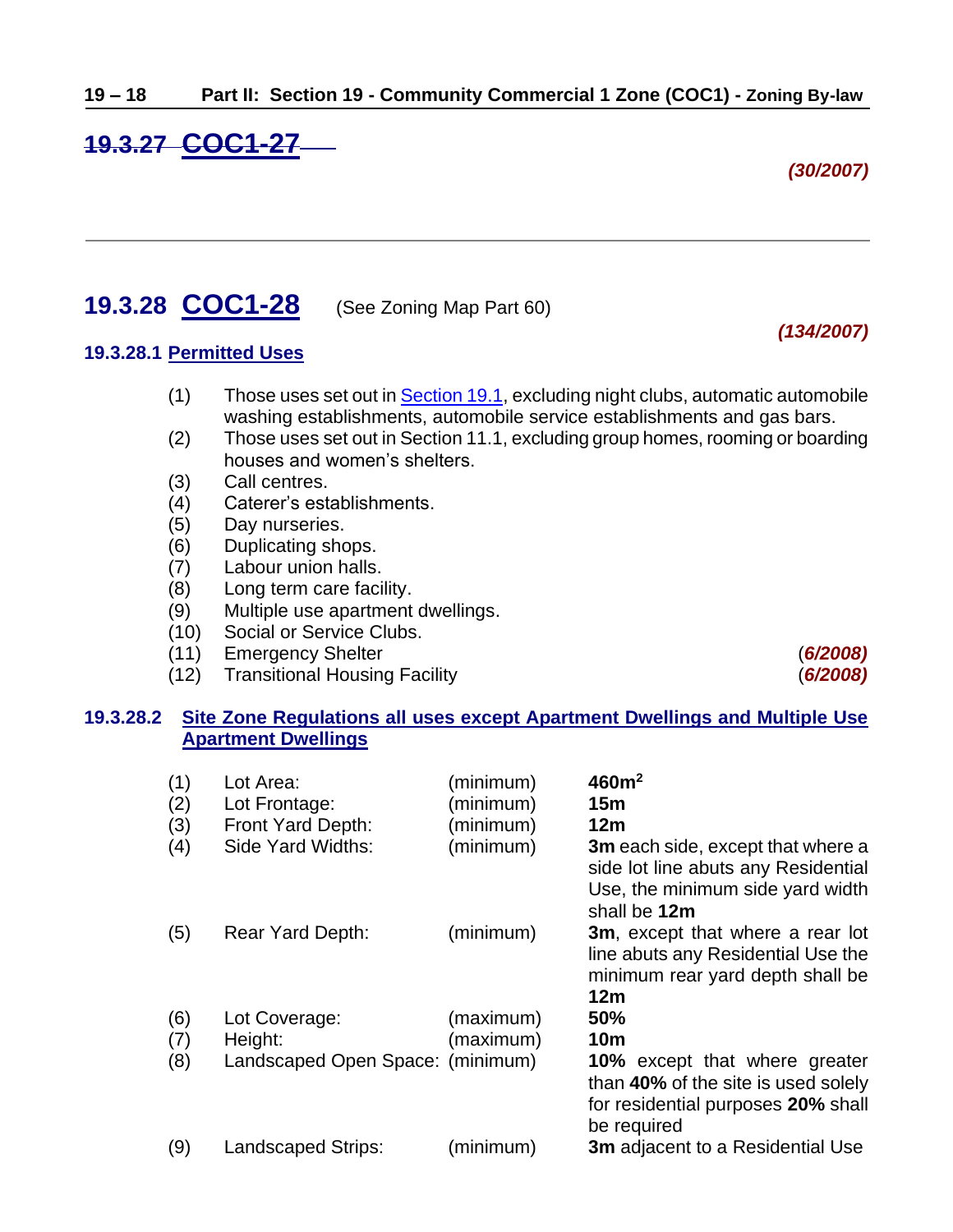## ~~19.3.27 COC1-27~~

*(30/2007)*

---

## 19.3.28 COC1-28 (See Zoning Map Part 60)

*(134/2007)*

### 19.3.28.1 Permitted Uses

(1) Those uses set out in Section 19.1, excluding night clubs, automatic automobile washing establishments, automobile service establishments and gas bars.
(2) Those uses set out in Section 11.1, excluding group homes, rooming or boarding houses and women's shelters.
(3) Call centres.
(4) Caterer's establishments.
(5) Day nurseries.
(6) Duplicating shops.
(7) Labour union halls.
(8) Long term care facility.
(9) Multiple use apartment dwellings.
(10) Social or Service Clubs.
(11) Emergency Shelter *(6/2008)*
(12) Transitional Housing Facility *(6/2008)*

### 19.3.28.2 Site Zone Regulations all uses except Apartment Dwellings and Multiple Use Apartment Dwellings

| | | | |
|---|---|---|---|
| (1) | Lot Area: | (minimum) | **460m²** |
| (2) | Lot Frontage: | (minimum) | **15m** |
| (3) | Front Yard Depth: | (minimum) | **12m** |
| (4) | Side Yard Widths: | (minimum) | **3m** each side, except that where a side lot line abuts any Residential Use, the minimum side yard width shall be **12m** |
| (5) | Rear Yard Depth: | (minimum) | **3m**, except that where a rear lot line abuts any Residential Use the minimum rear yard depth shall be **12m** |
| (6) | Lot Coverage: | (maximum) | **50%** |
| (7) | Height: | (maximum) | **10m** |
| (8) | Landscaped Open Space: | (minimum) | **10%** except that where greater than **40%** of the site is used solely for residential purposes **20%** shall be required |
| (9) | Landscaped Strips: | (minimum) | **3m** adjacent to a Residential Use |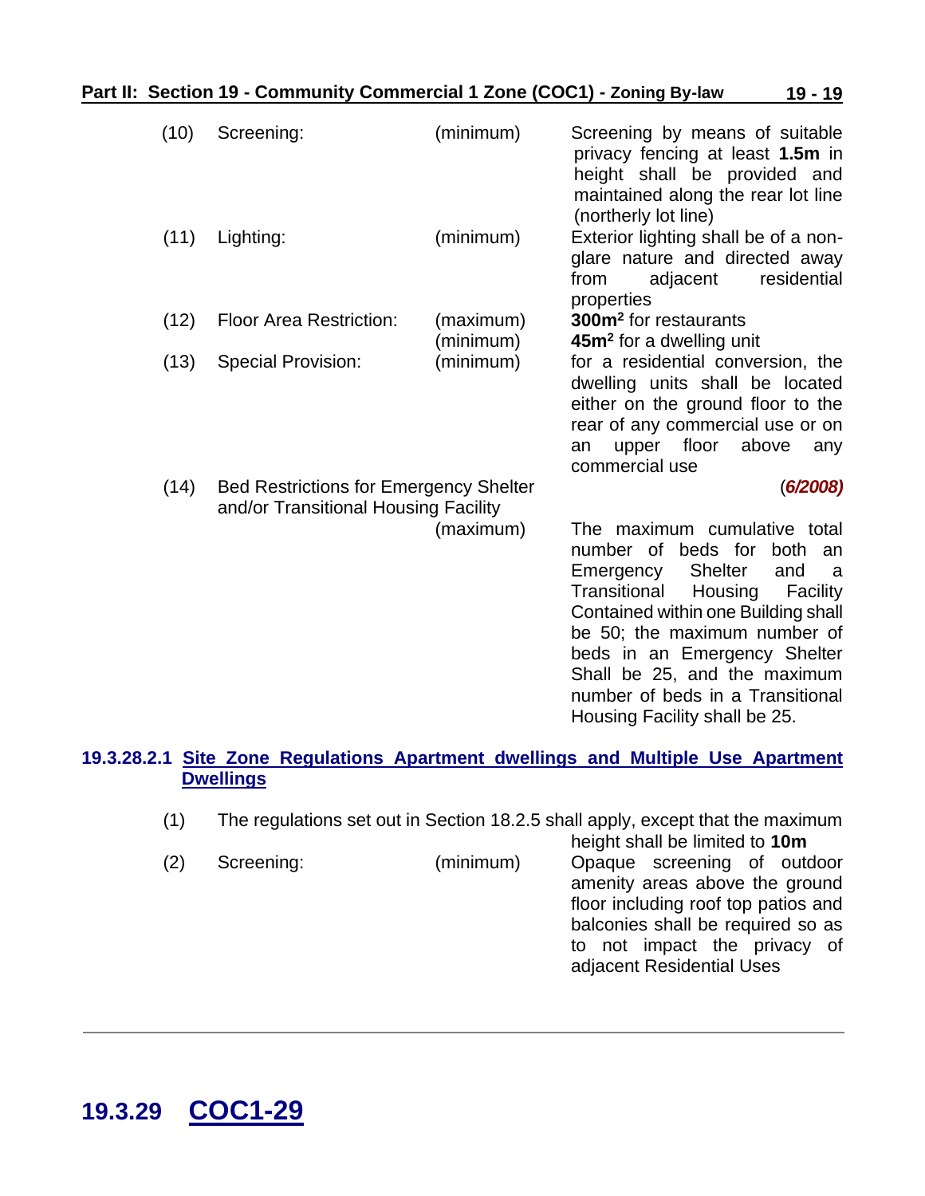| | | | |
|---|---|---|---|
| (10) | Screening: | (minimum) | Screening by means of suitable privacy fencing at least **1.5m** in height shall be provided and maintained along the rear lot line (northerly lot line) |
| (11) | Lighting: | (minimum) | Exterior lighting shall be of a non-glare nature and directed away from adjacent residential properties |
| (12) | Floor Area Restriction: | (maximum) | **300m²** for restaurants |
| | | (minimum) | **45m²** for a dwelling unit |
| (13) | Special Provision: | (minimum) | for a residential conversion, the dwelling units shall be located either on the ground floor to the rear of any commercial use or on an upper floor above any commercial use |
| (14) | Bed Restrictions for Emergency Shelter and/or Transitional Housing Facility | | (***6/2008)*** |
| | | (maximum) | The maximum cumulative total number of beds for both an Emergency Shelter and a Transitional Housing Facility Contained within one Building shall be 50; the maximum number of beds in an Emergency Shelter Shall be 25, and the maximum number of beds in a Transitional Housing Facility shall be 25. |

**19.3.28.2.1 Site Zone Regulations Apartment dwellings and Multiple Use Apartment Dwellings**

| | | | |
|---|---|---|---|
| (1) | The regulations set out in Section 18.2.5 shall apply, except that the maximum height shall be limited to **10m** | | |
| (2) | Screening: | (minimum) | Opaque screening of outdoor amenity areas above the ground floor including roof top patios and balconies shall be required so as to not impact the privacy of adjacent Residential Uses |

## 19.3.29 COC1-29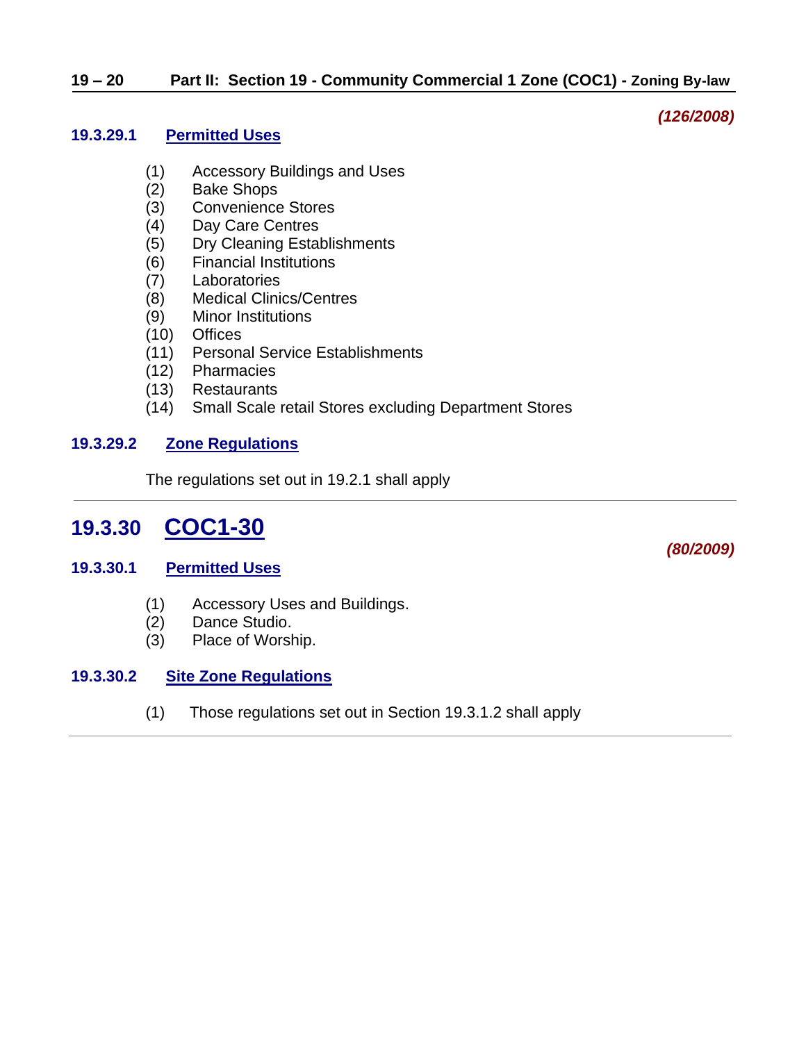*(126/2008)*

#### 19.3.29.1 Permitted Uses

(1) Accessory Buildings and Uses
(2) Bake Shops
(3) Convenience Stores
(4) Day Care Centres
(5) Dry Cleaning Establishments
(6) Financial Institutions
(7) Laboratories
(8) Medical Clinics/Centres
(9) Minor Institutions
(10) Offices
(11) Personal Service Establishments
(12) Pharmacies
(13) Restaurants
(14) Small Scale retail Stores excluding Department Stores

#### 19.3.29.2 Zone Regulations

The regulations set out in 19.2.1 shall apply

---

## 19.3.30 COC1-30

*(80/2009)*

#### 19.3.30.1 Permitted Uses

(1) Accessory Uses and Buildings.
(2) Dance Studio.
(3) Place of Worship.

#### 19.3.30.2 Site Zone Regulations

(1) Those regulations set out in Section 19.3.1.2 shall apply

---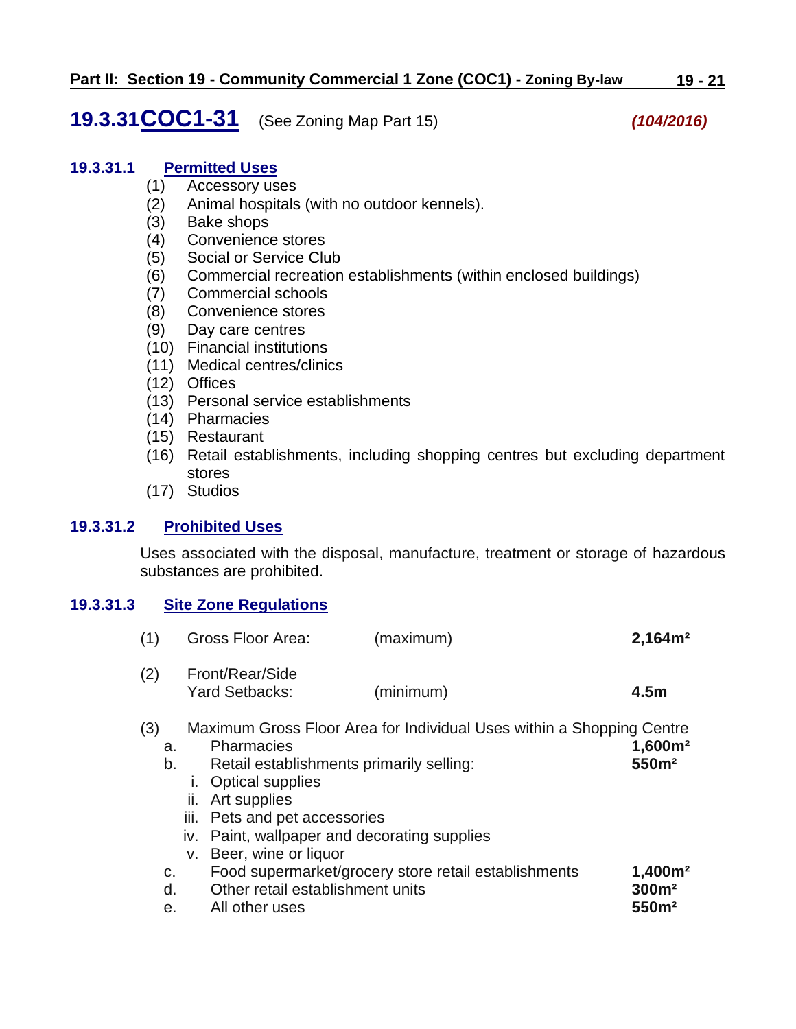## 19.3.31 COC1-31 (See Zoning Map Part 15) *(104/2016)*

### 19.3.31.1 Permitted Uses

(1) Accessory uses
(2) Animal hospitals (with no outdoor kennels).
(3) Bake shops
(4) Convenience stores
(5) Social or Service Club
(6) Commercial recreation establishments (within enclosed buildings)
(7) Commercial schools
(8) Convenience stores
(9) Day care centres
(10) Financial institutions
(11) Medical centres/clinics
(12) Offices
(13) Personal service establishments
(14) Pharmacies
(15) Restaurant
(16) Retail establishments, including shopping centres but excluding department stores
(17) Studios

### 19.3.31.2 Prohibited Uses

Uses associated with the disposal, manufacture, treatment or storage of hazardous substances are prohibited.

### 19.3.31.3 Site Zone Regulations

| | | | |
|---|---|---|---|
| (1) | Gross Floor Area: | (maximum) | **2,164m²** |
| (2) | Front/Rear/Side Yard Setbacks: | (minimum) | **4.5m** |

(3) Maximum Gross Floor Area for Individual Uses within a Shopping Centre

| | | |
|---|---|---|
| a. | Pharmacies | **1,600m²** |
| b. | Retail establishments primarily selling:<br>i. Optical supplies<br>ii. Art supplies<br>iii. Pets and pet accessories<br>iv. Paint, wallpaper and decorating supplies<br>v. Beer, wine or liquor | **550m²** |
| c. | Food supermarket/grocery store retail establishments | **1,400m²** |
| d. | Other retail establishment units | **300m²** |
| e. | All other uses | **550m²** |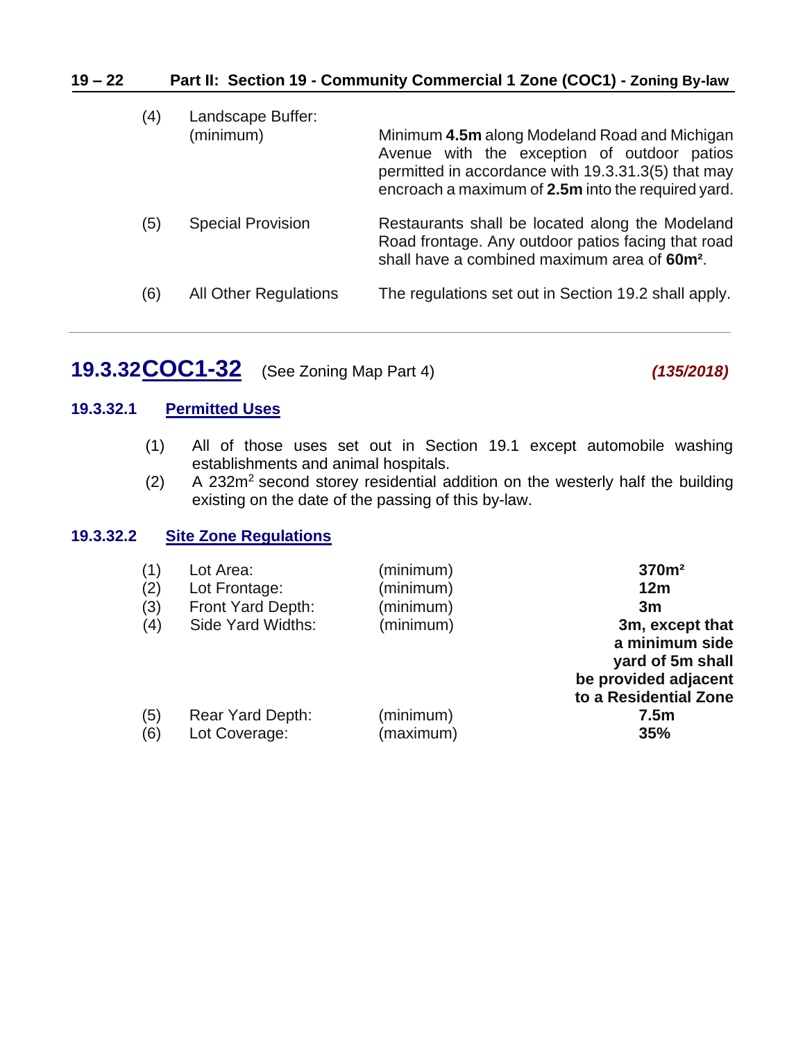| | | |
|---|---|---|
| (4) | Landscape Buffer: (minimum) | Minimum **4.5m** along Modeland Road and Michigan Avenue with the exception of outdoor patios permitted in accordance with 19.3.31.3(5) that may encroach a maximum of **2.5m** into the required yard. |
| (5) | Special Provision | Restaurants shall be located along the Modeland Road frontage. Any outdoor patios facing that road shall have a combined maximum area of **60m²**. |
| (6) | All Other Regulations | The regulations set out in Section 19.2 shall apply. |

---

## 19.3.32 COC1-32 (See Zoning Map Part 4) *(135/2018)*

### 19.3.32.1 Permitted Uses

(1) All of those uses set out in Section 19.1 except automobile washing establishments and animal hospitals.

(2) A 232m² second storey residential addition on the westerly half the building existing on the date of the passing of this by-law.

### 19.3.32.2 Site Zone Regulations

| | | | |
|---|---|---|---|
| (1) | Lot Area: | (minimum) | **370m²** |
| (2) | Lot Frontage: | (minimum) | **12m** |
| (3) | Front Yard Depth: | (minimum) | **3m** |
| (4) | Side Yard Widths: | (minimum) | **3m, except that a minimum side yard of 5m shall be provided adjacent to a Residential Zone** |
| (5) | Rear Yard Depth: | (minimum) | **7.5m** |
| (6) | Lot Coverage: | (maximum) | **35%** |